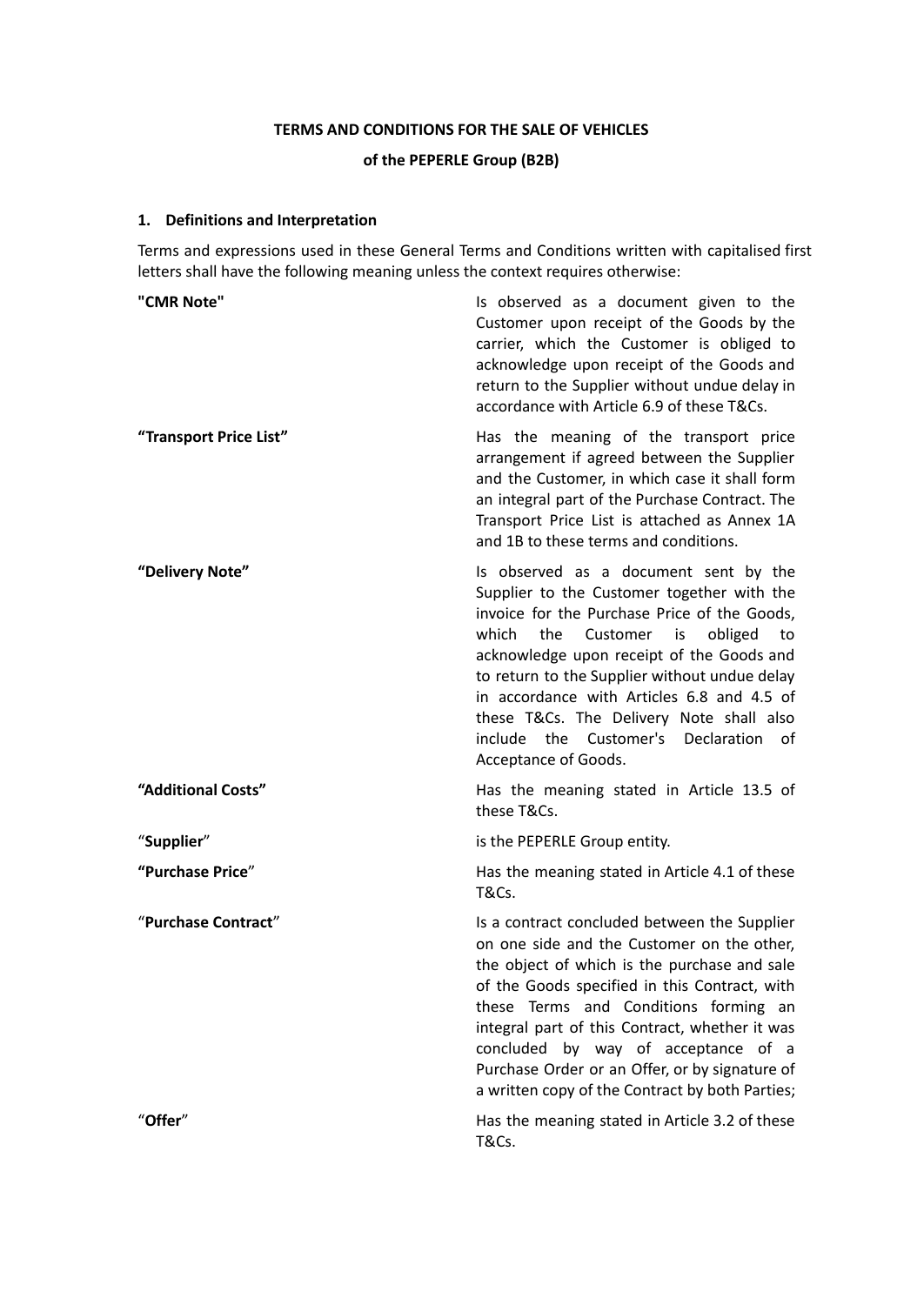**TERMS AND CONDITIONS FOR THE SALE OF VEHICLES**

**of the PEPERLE Group (B2B)**

## 1. Definitions and Interpretation

Terms and expressions used in these General Terms and Conditions written with capitalised first letters shall have the following meaning unless the context requires otherwise:

| | |
|---|---|
| **"CMR Note"** | Is observed as a document given to the Customer upon receipt of the Goods by the carrier, which the Customer is obliged to acknowledge upon receipt of the Goods and return to the Supplier without undue delay in accordance with Article 6.9 of these T&Cs. |
| **"Transport Price List"** | Has the meaning of the transport price arrangement if agreed between the Supplier and the Customer, in which case it shall form an integral part of the Purchase Contract. The Transport Price List is attached as Annex 1A and 1B to these terms and conditions. |
| **"Delivery Note"** | Is observed as a document sent by the Supplier to the Customer together with the invoice for the Purchase Price of the Goods, which the Customer is obliged to acknowledge upon receipt of the Goods and to return to the Supplier without undue delay in accordance with Articles 6.8 and 4.5 of these T&Cs. The Delivery Note shall also include the Customer's Declaration of Acceptance of Goods. |
| **"Additional Costs"** | Has the meaning stated in Article 13.5 of these T&Cs. |
| "**Supplier**" | is the PEPERLE Group entity. |
| **"Purchase Price**" | Has the meaning stated in Article 4.1 of these T&Cs. |
| "**Purchase Contract**" | Is a contract concluded between the Supplier on one side and the Customer on the other, the object of which is the purchase and sale of the Goods specified in this Contract, with these Terms and Conditions forming an integral part of this Contract, whether it was concluded by way of acceptance of a Purchase Order or an Offer, or by signature of a written copy of the Contract by both Parties; |
| "**Offer**" | Has the meaning stated in Article 3.2 of these T&Cs. |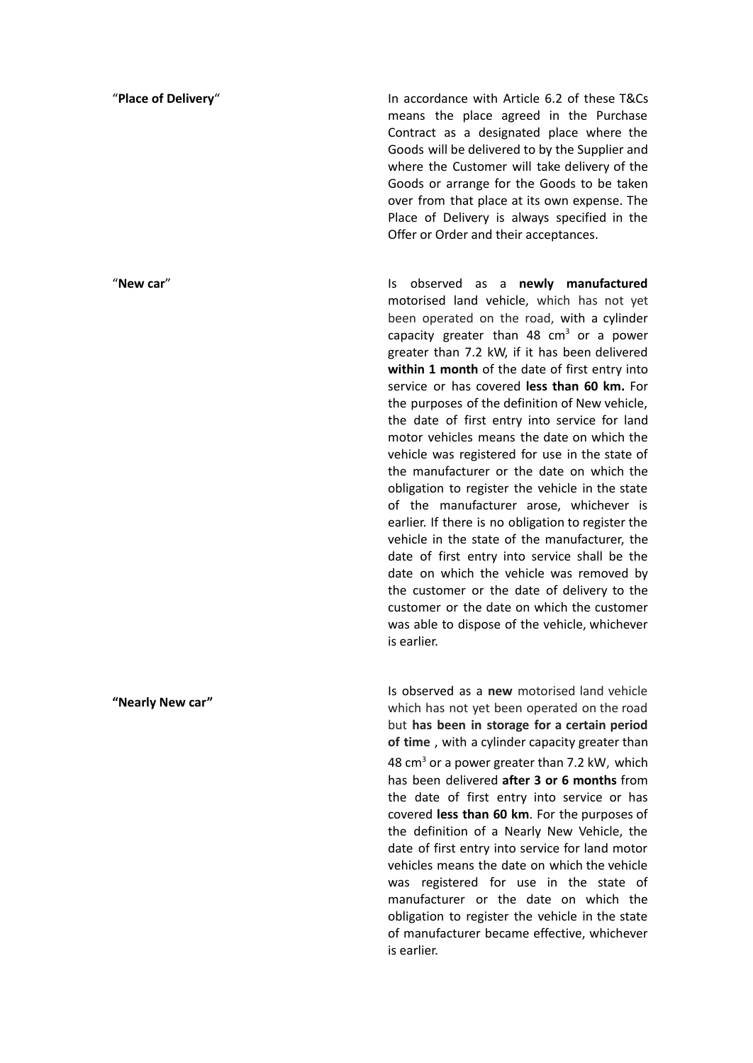| | |
|---|---|
| "**Place of Delivery**" | In accordance with Article 6.2 of these T&Cs means the place agreed in the Purchase Contract as a designated place where the Goods will be delivered to by the Supplier and where the Customer will take delivery of the Goods or arrange for the Goods to be taken over from that place at its own expense. The Place of Delivery is always specified in the Offer or Order and their acceptances. |
| "**New car**" | Is observed as a **newly manufactured** motorised land vehicle, which has not yet been operated on the road, with a cylinder capacity greater than 48 $cm^3$ or a power greater than 7.2 kW, if it has been delivered **within 1 month** of the date of first entry into service or has covered **less than 60 km.** For the purposes of the definition of New vehicle, the date of first entry into service for land motor vehicles means the date on which the vehicle was registered for use in the state of the manufacturer or the date on which the obligation to register the vehicle in the state of the manufacturer arose, whichever is earlier. If there is no obligation to register the vehicle in the state of the manufacturer, the date of first entry into service shall be the date on which the vehicle was removed by the customer or the date of delivery to the customer or the date on which the customer was able to dispose of the vehicle, whichever is earlier. |
| **"Nearly New car"** | Is observed as a **new** motorised land vehicle which has not yet been operated on the road but **has been in storage for a certain period of time** , with a cylinder capacity greater than 48 $cm^3$ or a power greater than 7.2 kW, which has been delivered **after 3 or 6 months** from the date of first entry into service or has covered **less than 60 km**. For the purposes of the definition of a Nearly New Vehicle, the date of first entry into service for land motor vehicles means the date on which the vehicle was registered for use in the state of manufacturer or the date on which the obligation to register the vehicle in the state of manufacturer became effective, whichever is earlier. |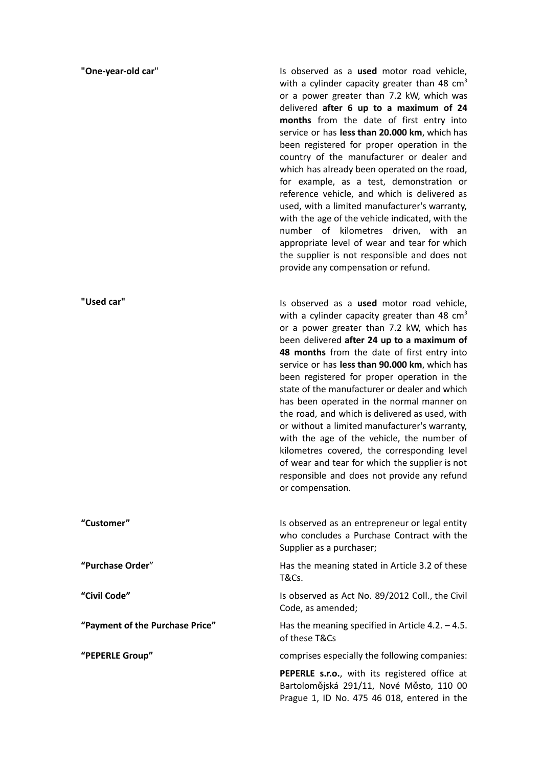| | |
|---|---|
| **"One-year-old car"** | Is observed as a **used** motor road vehicle, with a cylinder capacity greater than 48 $cm^3$ or a power greater than 7.2 kW, which was delivered **after 6 up to a maximum of 24 months** from the date of first entry into service or has **less than 20.000 km**, which has been registered for proper operation in the country of the manufacturer or dealer and which has already been operated on the road, for example, as a test, demonstration or reference vehicle, and which is delivered as used, with a limited manufacturer's warranty, with the age of the vehicle indicated, with the number of kilometres driven, with an appropriate level of wear and tear for which the supplier is not responsible and does not provide any compensation or refund. |
| **"Used car"** | Is observed as a **used** motor road vehicle, with a cylinder capacity greater than 48 $cm^3$ or a power greater than 7.2 kW, which has been delivered **after 24 up to a maximum of 48 months** from the date of first entry into service or has **less than 90.000 km**, which has been registered for proper operation in the state of the manufacturer or dealer and which has been operated in the normal manner on the road, and which is delivered as used, with or without a limited manufacturer's warranty, with the age of the vehicle, the number of kilometres covered, the corresponding level of wear and tear for which the supplier is not responsible and does not provide any refund or compensation. |
| **"Customer"** | Is observed as an entrepreneur or legal entity who concludes a Purchase Contract with the Supplier as a purchaser; |
| **"Purchase Order"** | Has the meaning stated in Article 3.2 of these T&Cs. |
| **"Civil Code"** | Is observed as Act No. 89/2012 Coll., the Civil Code, as amended; |
| **"Payment of the Purchase Price"** | Has the meaning specified in Article 4.2. – 4.5. of these T&Cs |
| **"PEPERLE Group"** | comprises especially the following companies:<br><br>**PEPERLE s.r.o.**, with its registered office at Bartolomějská 291/11, Nové Město, 110 00 Prague 1, ID No. 475 46 018, entered in the |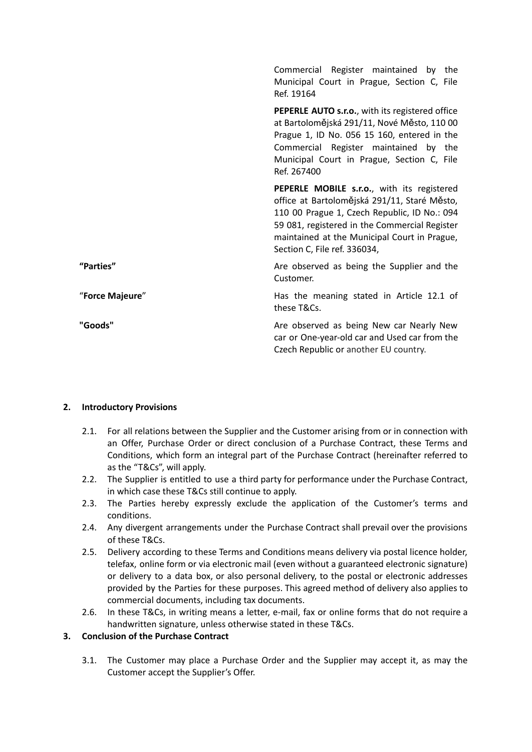| | |
|---|---|
| | Commercial Register maintained by the Municipal Court in Prague, Section C, File Ref. 19164 |
| | **PEPERLE AUTO s.r.o.**, with its registered office at Bartolomějská 291/11, Nové Město, 110 00 Prague 1, ID No. 056 15 160, entered in the Commercial Register maintained by the Municipal Court in Prague, Section C, File Ref. 267400 |
| | **PEPERLE MOBILE s.r.o.**, with its registered office at Bartolomějská 291/11, Staré Město, 110 00 Prague 1, Czech Republic, ID No.: 094 59 081, registered in the Commercial Register maintained at the Municipal Court in Prague, Section C, File ref. 336034, |
| **"Parties"** | Are observed as being the Supplier and the Customer. |
| "**Force Majeure**" | Has the meaning stated in Article 12.1 of these T&Cs. |
| **"Goods"** | Are observed as being New car Nearly New car or One-year-old car and Used car from the Czech Republic or another EU country. |

**2. Introductory Provisions**

2.1. For all relations between the Supplier and the Customer arising from or in connection with an Offer, Purchase Order or direct conclusion of a Purchase Contract, these Terms and Conditions, which form an integral part of the Purchase Contract (hereinafter referred to as the "T&Cs", will apply.

2.2. The Supplier is entitled to use a third party for performance under the Purchase Contract, in which case these T&Cs still continue to apply.

2.3. The Parties hereby expressly exclude the application of the Customer's terms and conditions.

2.4. Any divergent arrangements under the Purchase Contract shall prevail over the provisions of these T&Cs.

2.5. Delivery according to these Terms and Conditions means delivery via postal licence holder, telefax, online form or via electronic mail (even without a guaranteed electronic signature) or delivery to a data box, or also personal delivery, to the postal or electronic addresses provided by the Parties for these purposes. This agreed method of delivery also applies to commercial documents, including tax documents.

2.6. In these T&Cs, in writing means a letter, e-mail, fax or online forms that do not require a handwritten signature, unless otherwise stated in these T&Cs.

**3. Conclusion of the Purchase Contract**

3.1. The Customer may place a Purchase Order and the Supplier may accept it, as may the Customer accept the Supplier's Offer.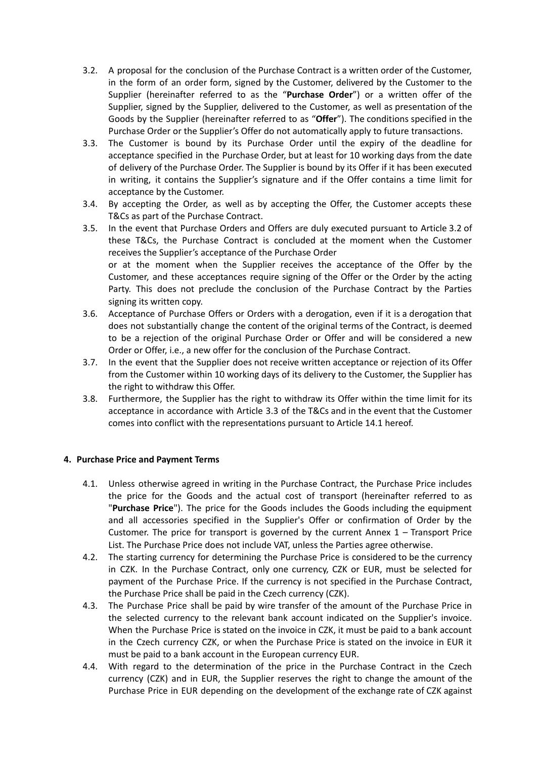3.2. A proposal for the conclusion of the Purchase Contract is a written order of the Customer, in the form of an order form, signed by the Customer, delivered by the Customer to the Supplier (hereinafter referred to as the "**Purchase Order**") or a written offer of the Supplier, signed by the Supplier, delivered to the Customer, as well as presentation of the Goods by the Supplier (hereinafter referred to as "**Offer**"). The conditions specified in the Purchase Order or the Supplier's Offer do not automatically apply to future transactions.

3.3. The Customer is bound by its Purchase Order until the expiry of the deadline for acceptance specified in the Purchase Order, but at least for 10 working days from the date of delivery of the Purchase Order. The Supplier is bound by its Offer if it has been executed in writing, it contains the Supplier's signature and if the Offer contains a time limit for acceptance by the Customer.

3.4. By accepting the Order, as well as by accepting the Offer, the Customer accepts these T&Cs as part of the Purchase Contract.

3.5. In the event that Purchase Orders and Offers are duly executed pursuant to Article 3.2 of these T&Cs, the Purchase Contract is concluded at the moment when the Customer receives the Supplier's acceptance of the Purchase Order
or at the moment when the Supplier receives the acceptance of the Offer by the Customer, and these acceptances require signing of the Offer or the Order by the acting Party. This does not preclude the conclusion of the Purchase Contract by the Parties signing its written copy.

3.6. Acceptance of Purchase Offers or Orders with a derogation, even if it is a derogation that does not substantially change the content of the original terms of the Contract, is deemed to be a rejection of the original Purchase Order or Offer and will be considered a new Order or Offer, i.e., a new offer for the conclusion of the Purchase Contract.

3.7. In the event that the Supplier does not receive written acceptance or rejection of its Offer from the Customer within 10 working days of its delivery to the Customer, the Supplier has the right to withdraw this Offer.

3.8. Furthermore, the Supplier has the right to withdraw its Offer within the time limit for its acceptance in accordance with Article 3.3 of the T&Cs and in the event that the Customer comes into conflict with the representations pursuant to Article 14.1 hereof.

## 4. Purchase Price and Payment Terms

4.1. Unless otherwise agreed in writing in the Purchase Contract, the Purchase Price includes the price for the Goods and the actual cost of transport (hereinafter referred to as "**Purchase Price**"). The price for the Goods includes the Goods including the equipment and all accessories specified in the Supplier's Offer or confirmation of Order by the Customer. The price for transport is governed by the current Annex 1 – Transport Price List. The Purchase Price does not include VAT, unless the Parties agree otherwise.

4.2. The starting currency for determining the Purchase Price is considered to be the currency in CZK. In the Purchase Contract, only one currency, CZK or EUR, must be selected for payment of the Purchase Price. If the currency is not specified in the Purchase Contract, the Purchase Price shall be paid in the Czech currency (CZK).

4.3. The Purchase Price shall be paid by wire transfer of the amount of the Purchase Price in the selected currency to the relevant bank account indicated on the Supplier's invoice. When the Purchase Price is stated on the invoice in CZK, it must be paid to a bank account in the Czech currency CZK, or when the Purchase Price is stated on the invoice in EUR it must be paid to a bank account in the European currency EUR.

4.4. With regard to the determination of the price in the Purchase Contract in the Czech currency (CZK) and in EUR, the Supplier reserves the right to change the amount of the Purchase Price in EUR depending on the development of the exchange rate of CZK against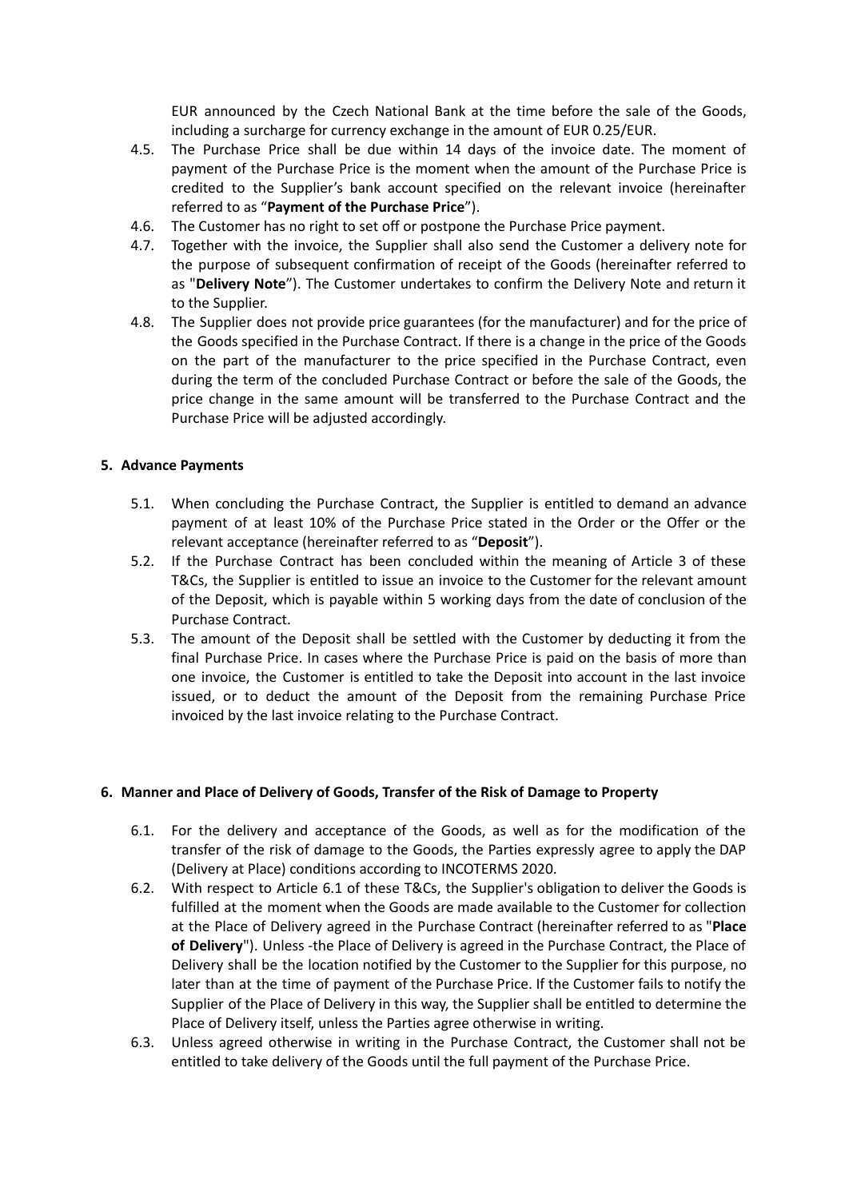EUR announced by the Czech National Bank at the time before the sale of the Goods, including a surcharge for currency exchange in the amount of EUR 0.25/EUR.

4.5. The Purchase Price shall be due within 14 days of the invoice date. The moment of payment of the Purchase Price is the moment when the amount of the Purchase Price is credited to the Supplier's bank account specified on the relevant invoice (hereinafter referred to as "**Payment of the Purchase Price**").

4.6. The Customer has no right to set off or postpone the Purchase Price payment.

4.7. Together with the invoice, the Supplier shall also send the Customer a delivery note for the purpose of subsequent confirmation of receipt of the Goods (hereinafter referred to as "**Delivery Note**"). The Customer undertakes to confirm the Delivery Note and return it to the Supplier.

4.8. The Supplier does not provide price guarantees (for the manufacturer) and for the price of the Goods specified in the Purchase Contract. If there is a change in the price of the Goods on the part of the manufacturer to the price specified in the Purchase Contract, even during the term of the concluded Purchase Contract or before the sale of the Goods, the price change in the same amount will be transferred to the Purchase Contract and the Purchase Price will be adjusted accordingly.

## 5. Advance Payments

5.1. When concluding the Purchase Contract, the Supplier is entitled to demand an advance payment of at least 10% of the Purchase Price stated in the Order or the Offer or the relevant acceptance (hereinafter referred to as "**Deposit**").

5.2. If the Purchase Contract has been concluded within the meaning of Article 3 of these T&Cs, the Supplier is entitled to issue an invoice to the Customer for the relevant amount of the Deposit, which is payable within 5 working days from the date of conclusion of the Purchase Contract.

5.3. The amount of the Deposit shall be settled with the Customer by deducting it from the final Purchase Price. In cases where the Purchase Price is paid on the basis of more than one invoice, the Customer is entitled to take the Deposit into account in the last invoice issued, or to deduct the amount of the Deposit from the remaining Purchase Price invoiced by the last invoice relating to the Purchase Contract.

## 6. Manner and Place of Delivery of Goods, Transfer of the Risk of Damage to Property

6.1. For the delivery and acceptance of the Goods, as well as for the modification of the transfer of the risk of damage to the Goods, the Parties expressly agree to apply the DAP (Delivery at Place) conditions according to INCOTERMS 2020.

6.2. With respect to Article 6.1 of these T&Cs, the Supplier's obligation to deliver the Goods is fulfilled at the moment when the Goods are made available to the Customer for collection at the Place of Delivery agreed in the Purchase Contract (hereinafter referred to as "**Place of Delivery**"). Unless -the Place of Delivery is agreed in the Purchase Contract, the Place of Delivery shall be the location notified by the Customer to the Supplier for this purpose, no later than at the time of payment of the Purchase Price. If the Customer fails to notify the Supplier of the Place of Delivery in this way, the Supplier shall be entitled to determine the Place of Delivery itself, unless the Parties agree otherwise in writing.

6.3. Unless agreed otherwise in writing in the Purchase Contract, the Customer shall not be entitled to take delivery of the Goods until the full payment of the Purchase Price.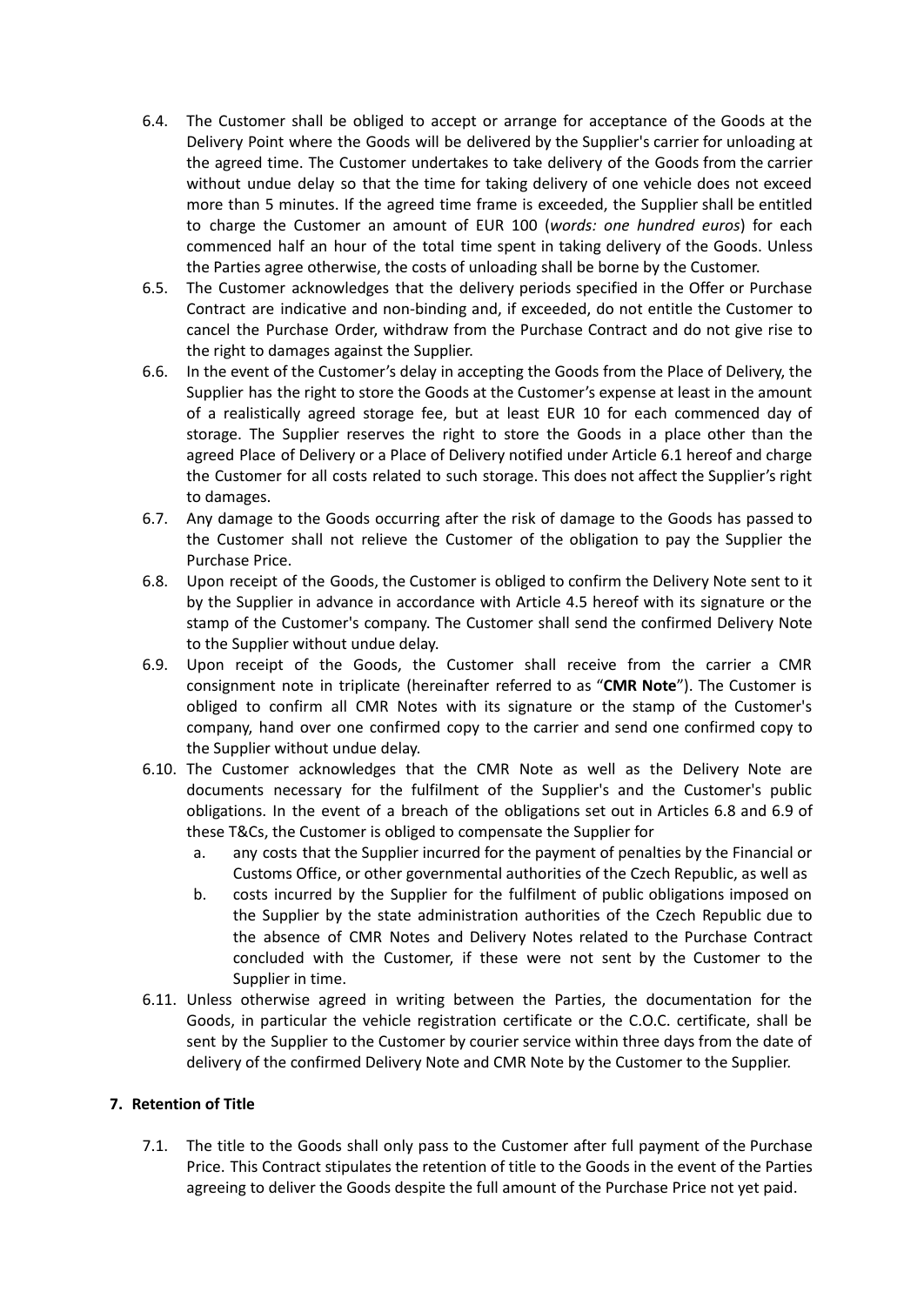6.4. The Customer shall be obliged to accept or arrange for acceptance of the Goods at the Delivery Point where the Goods will be delivered by the Supplier's carrier for unloading at the agreed time. The Customer undertakes to take delivery of the Goods from the carrier without undue delay so that the time for taking delivery of one vehicle does not exceed more than 5 minutes. If the agreed time frame is exceeded, the Supplier shall be entitled to charge the Customer an amount of EUR 100 (*words: one hundred euros*) for each commenced half an hour of the total time spent in taking delivery of the Goods. Unless the Parties agree otherwise, the costs of unloading shall be borne by the Customer.

6.5. The Customer acknowledges that the delivery periods specified in the Offer or Purchase Contract are indicative and non-binding and, if exceeded, do not entitle the Customer to cancel the Purchase Order, withdraw from the Purchase Contract and do not give rise to the right to damages against the Supplier.

6.6. In the event of the Customer's delay in accepting the Goods from the Place of Delivery, the Supplier has the right to store the Goods at the Customer's expense at least in the amount of a realistically agreed storage fee, but at least EUR 10 for each commenced day of storage. The Supplier reserves the right to store the Goods in a place other than the agreed Place of Delivery or a Place of Delivery notified under Article 6.1 hereof and charge the Customer for all costs related to such storage. This does not affect the Supplier's right to damages.

6.7. Any damage to the Goods occurring after the risk of damage to the Goods has passed to the Customer shall not relieve the Customer of the obligation to pay the Supplier the Purchase Price.

6.8. Upon receipt of the Goods, the Customer is obliged to confirm the Delivery Note sent to it by the Supplier in advance in accordance with Article 4.5 hereof with its signature or the stamp of the Customer's company. The Customer shall send the confirmed Delivery Note to the Supplier without undue delay.

6.9. Upon receipt of the Goods, the Customer shall receive from the carrier a CMR consignment note in triplicate (hereinafter referred to as "**CMR Note**"). The Customer is obliged to confirm all CMR Notes with its signature or the stamp of the Customer's company, hand over one confirmed copy to the carrier and send one confirmed copy to the Supplier without undue delay.

6.10. The Customer acknowledges that the CMR Note as well as the Delivery Note are documents necessary for the fulfilment of the Supplier's and the Customer's public obligations. In the event of a breach of the obligations set out in Articles 6.8 and 6.9 of these T&Cs, the Customer is obliged to compensate the Supplier for

  a. any costs that the Supplier incurred for the payment of penalties by the Financial or Customs Office, or other governmental authorities of the Czech Republic, as well as
  b. costs incurred by the Supplier for the fulfilment of public obligations imposed on the Supplier by the state administration authorities of the Czech Republic due to the absence of CMR Notes and Delivery Notes related to the Purchase Contract concluded with the Customer, if these were not sent by the Customer to the Supplier in time.

6.11. Unless otherwise agreed in writing between the Parties, the documentation for the Goods, in particular the vehicle registration certificate or the C.O.C. certificate, shall be sent by the Supplier to the Customer by courier service within three days from the date of delivery of the confirmed Delivery Note and CMR Note by the Customer to the Supplier.

## 7. Retention of Title

7.1. The title to the Goods shall only pass to the Customer after full payment of the Purchase Price. This Contract stipulates the retention of title to the Goods in the event of the Parties agreeing to deliver the Goods despite the full amount of the Purchase Price not yet paid.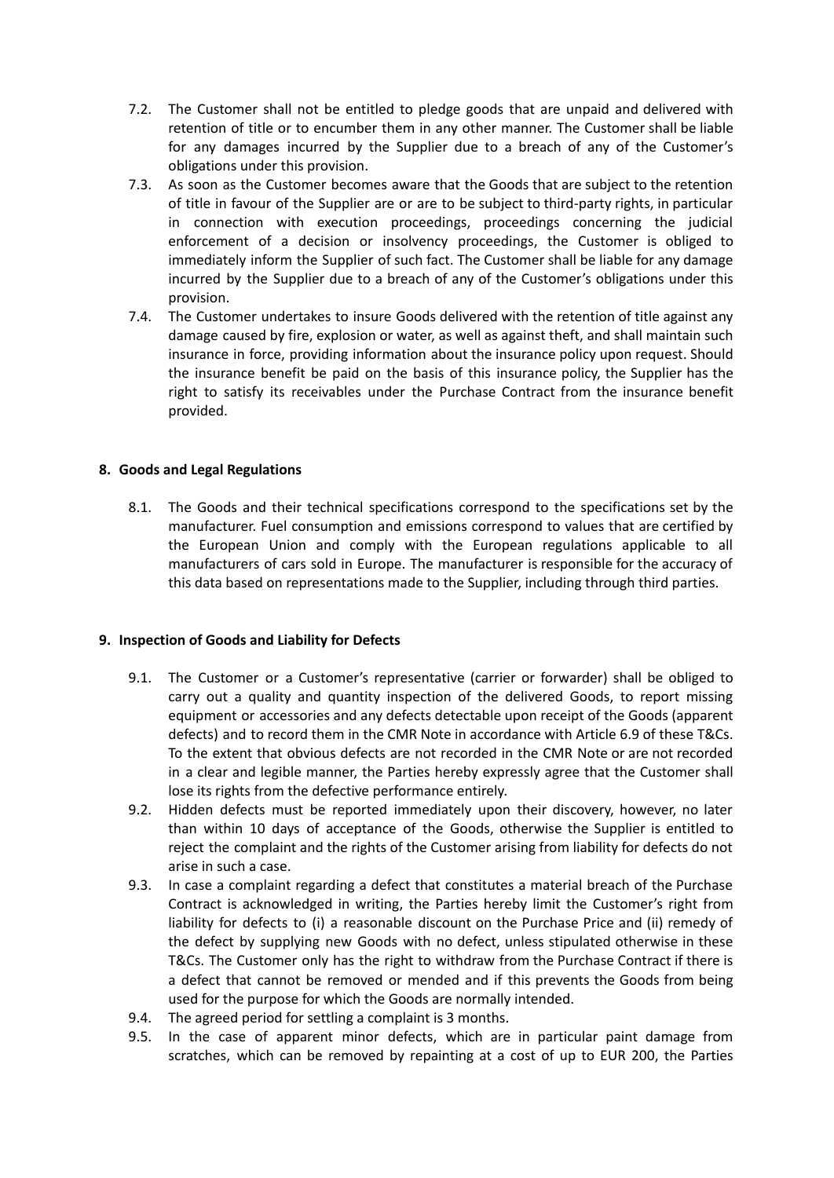7.2. The Customer shall not be entitled to pledge goods that are unpaid and delivered with retention of title or to encumber them in any other manner. The Customer shall be liable for any damages incurred by the Supplier due to a breach of any of the Customer's obligations under this provision.

7.3. As soon as the Customer becomes aware that the Goods that are subject to the retention of title in favour of the Supplier are or are to be subject to third-party rights, in particular in connection with execution proceedings, proceedings concerning the judicial enforcement of a decision or insolvency proceedings, the Customer is obliged to immediately inform the Supplier of such fact. The Customer shall be liable for any damage incurred by the Supplier due to a breach of any of the Customer's obligations under this provision.

7.4. The Customer undertakes to insure Goods delivered with the retention of title against any damage caused by fire, explosion or water, as well as against theft, and shall maintain such insurance in force, providing information about the insurance policy upon request. Should the insurance benefit be paid on the basis of this insurance policy, the Supplier has the right to satisfy its receivables under the Purchase Contract from the insurance benefit provided.

## 8. Goods and Legal Regulations

8.1. The Goods and their technical specifications correspond to the specifications set by the manufacturer. Fuel consumption and emissions correspond to values that are certified by the European Union and comply with the European regulations applicable to all manufacturers of cars sold in Europe. The manufacturer is responsible for the accuracy of this data based on representations made to the Supplier, including through third parties.

## 9. Inspection of Goods and Liability for Defects

9.1. The Customer or a Customer's representative (carrier or forwarder) shall be obliged to carry out a quality and quantity inspection of the delivered Goods, to report missing equipment or accessories and any defects detectable upon receipt of the Goods (apparent defects) and to record them in the CMR Note in accordance with Article 6.9 of these T&Cs. To the extent that obvious defects are not recorded in the CMR Note or are not recorded in a clear and legible manner, the Parties hereby expressly agree that the Customer shall lose its rights from the defective performance entirely.

9.2. Hidden defects must be reported immediately upon their discovery, however, no later than within 10 days of acceptance of the Goods, otherwise the Supplier is entitled to reject the complaint and the rights of the Customer arising from liability for defects do not arise in such a case.

9.3. In case a complaint regarding a defect that constitutes a material breach of the Purchase Contract is acknowledged in writing, the Parties hereby limit the Customer's right from liability for defects to (i) a reasonable discount on the Purchase Price and (ii) remedy of the defect by supplying new Goods with no defect, unless stipulated otherwise in these T&Cs. The Customer only has the right to withdraw from the Purchase Contract if there is a defect that cannot be removed or mended and if this prevents the Goods from being used for the purpose for which the Goods are normally intended.

9.4. The agreed period for settling a complaint is 3 months.

9.5. In the case of apparent minor defects, which are in particular paint damage from scratches, which can be removed by repainting at a cost of up to EUR 200, the Parties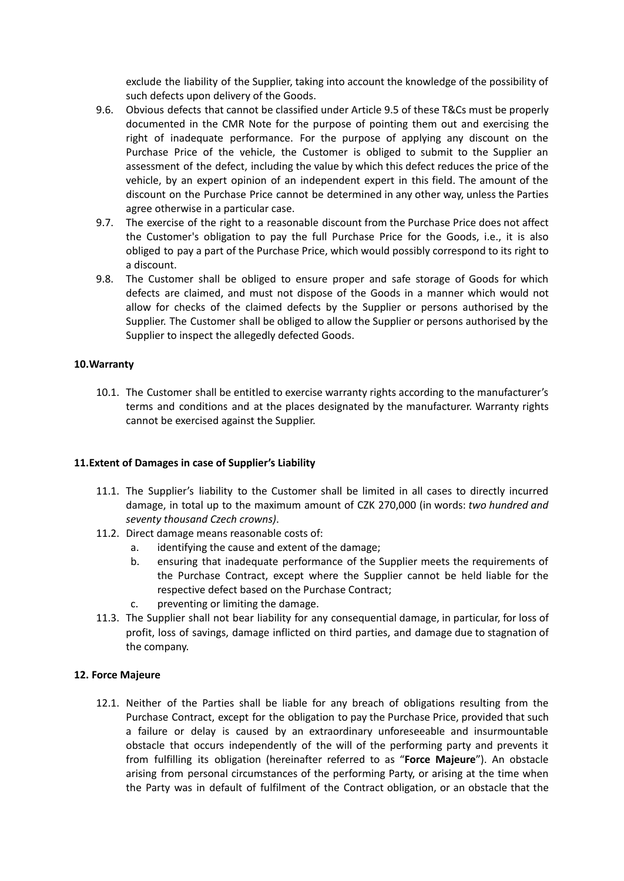exclude the liability of the Supplier, taking into account the knowledge of the possibility of such defects upon delivery of the Goods.

9.6. Obvious defects that cannot be classified under Article 9.5 of these T&Cs must be properly documented in the CMR Note for the purpose of pointing them out and exercising the right of inadequate performance. For the purpose of applying any discount on the Purchase Price of the vehicle, the Customer is obliged to submit to the Supplier an assessment of the defect, including the value by which this defect reduces the price of the vehicle, by an expert opinion of an independent expert in this field. The amount of the discount on the Purchase Price cannot be determined in any other way, unless the Parties agree otherwise in a particular case.

9.7. The exercise of the right to a reasonable discount from the Purchase Price does not affect the Customer's obligation to pay the full Purchase Price for the Goods, i.e., it is also obliged to pay a part of the Purchase Price, which would possibly correspond to its right to a discount.

9.8. The Customer shall be obliged to ensure proper and safe storage of Goods for which defects are claimed, and must not dispose of the Goods in a manner which would not allow for checks of the claimed defects by the Supplier or persons authorised by the Supplier. The Customer shall be obliged to allow the Supplier or persons authorised by the Supplier to inspect the allegedly defected Goods.

**10.Warranty**

10.1. The Customer shall be entitled to exercise warranty rights according to the manufacturer's terms and conditions and at the places designated by the manufacturer. Warranty rights cannot be exercised against the Supplier.

**11.Extent of Damages in case of Supplier's Liability**

11.1. The Supplier's liability to the Customer shall be limited in all cases to directly incurred damage, in total up to the maximum amount of CZK 270,000 (in words: *two hundred and seventy thousand Czech crowns)*.

11.2. Direct damage means reasonable costs of:

a. identifying the cause and extent of the damage;

b. ensuring that inadequate performance of the Supplier meets the requirements of the Purchase Contract, except where the Supplier cannot be held liable for the respective defect based on the Purchase Contract;

c. preventing or limiting the damage.

11.3. The Supplier shall not bear liability for any consequential damage, in particular, for loss of profit, loss of savings, damage inflicted on third parties, and damage due to stagnation of the company.

**12. Force Majeure**

12.1. Neither of the Parties shall be liable for any breach of obligations resulting from the Purchase Contract, except for the obligation to pay the Purchase Price, provided that such a failure or delay is caused by an extraordinary unforeseeable and insurmountable obstacle that occurs independently of the will of the performing party and prevents it from fulfilling its obligation (hereinafter referred to as "**Force Majeure**"). An obstacle arising from personal circumstances of the performing Party, or arising at the time when the Party was in default of fulfilment of the Contract obligation, or an obstacle that the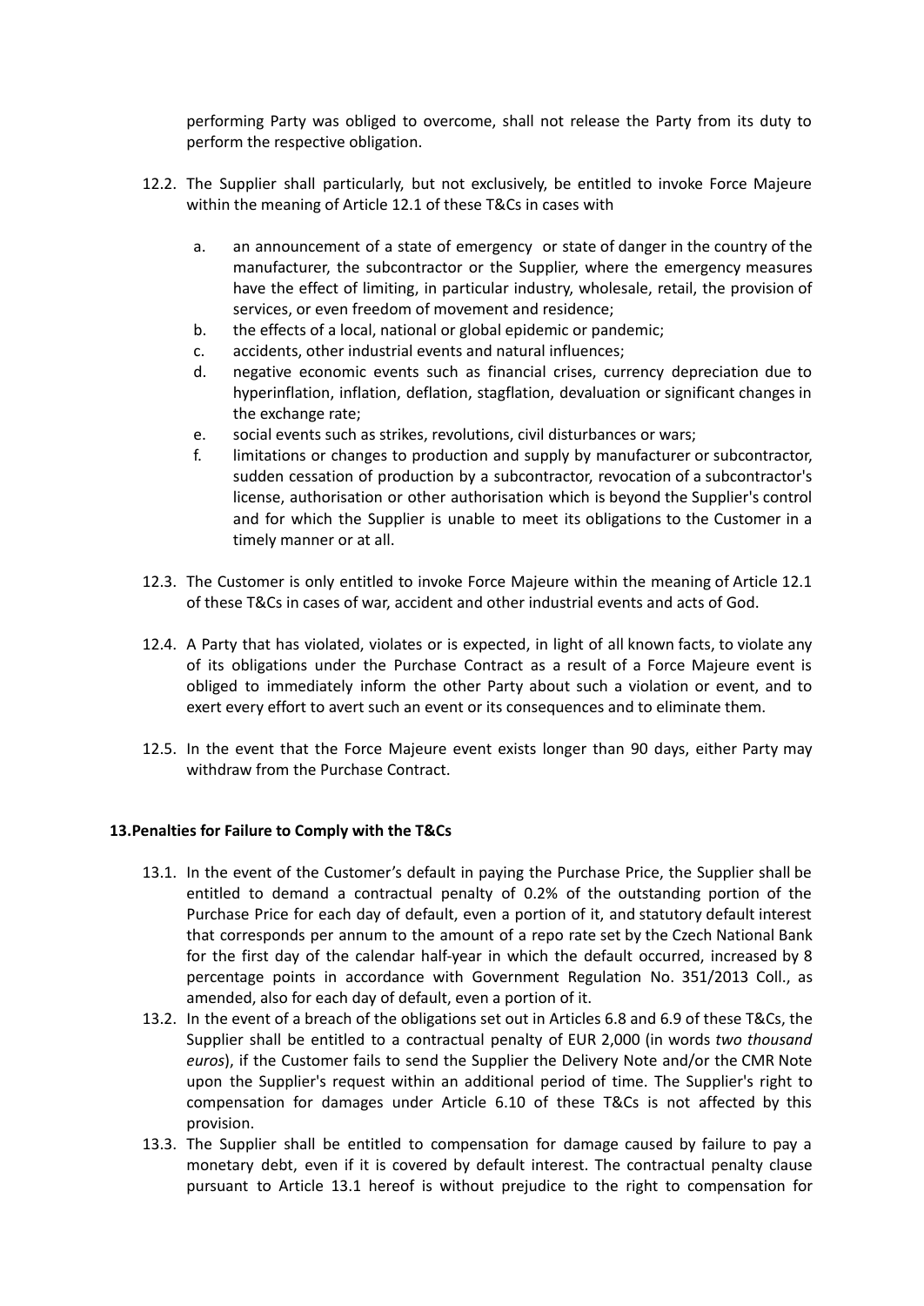performing Party was obliged to overcome, shall not release the Party from its duty to perform the respective obligation.

12.2. The Supplier shall particularly, but not exclusively, be entitled to invoke Force Majeure within the meaning of Article 12.1 of these T&Cs in cases with

a. an announcement of a state of emergency or state of danger in the country of the manufacturer, the subcontractor or the Supplier, where the emergency measures have the effect of limiting, in particular industry, wholesale, retail, the provision of services, or even freedom of movement and residence;
b. the effects of a local, national or global epidemic or pandemic;
c. accidents, other industrial events and natural influences;
d. negative economic events such as financial crises, currency depreciation due to hyperinflation, inflation, deflation, stagflation, devaluation or significant changes in the exchange rate;
e. social events such as strikes, revolutions, civil disturbances or wars;
f. limitations or changes to production and supply by manufacturer or subcontractor, sudden cessation of production by a subcontractor, revocation of a subcontractor's license, authorisation or other authorisation which is beyond the Supplier's control and for which the Supplier is unable to meet its obligations to the Customer in a timely manner or at all.

12.3. The Customer is only entitled to invoke Force Majeure within the meaning of Article 12.1 of these T&Cs in cases of war, accident and other industrial events and acts of God.

12.4. A Party that has violated, violates or is expected, in light of all known facts, to violate any of its obligations under the Purchase Contract as a result of a Force Majeure event is obliged to immediately inform the other Party about such a violation or event, and to exert every effort to avert such an event or its consequences and to eliminate them.

12.5. In the event that the Force Majeure event exists longer than 90 days, either Party may withdraw from the Purchase Contract.

## 13. Penalties for Failure to Comply with the T&Cs

13.1. In the event of the Customer's default in paying the Purchase Price, the Supplier shall be entitled to demand a contractual penalty of 0.2% of the outstanding portion of the Purchase Price for each day of default, even a portion of it, and statutory default interest that corresponds per annum to the amount of a repo rate set by the Czech National Bank for the first day of the calendar half-year in which the default occurred, increased by 8 percentage points in accordance with Government Regulation No. 351/2013 Coll., as amended, also for each day of default, even a portion of it.

13.2. In the event of a breach of the obligations set out in Articles 6.8 and 6.9 of these T&Cs, the Supplier shall be entitled to a contractual penalty of EUR 2,000 (in words *two thousand euros*), if the Customer fails to send the Supplier the Delivery Note and/or the CMR Note upon the Supplier's request within an additional period of time. The Supplier's right to compensation for damages under Article 6.10 of these T&Cs is not affected by this provision.

13.3. The Supplier shall be entitled to compensation for damage caused by failure to pay a monetary debt, even if it is covered by default interest. The contractual penalty clause pursuant to Article 13.1 hereof is without prejudice to the right to compensation for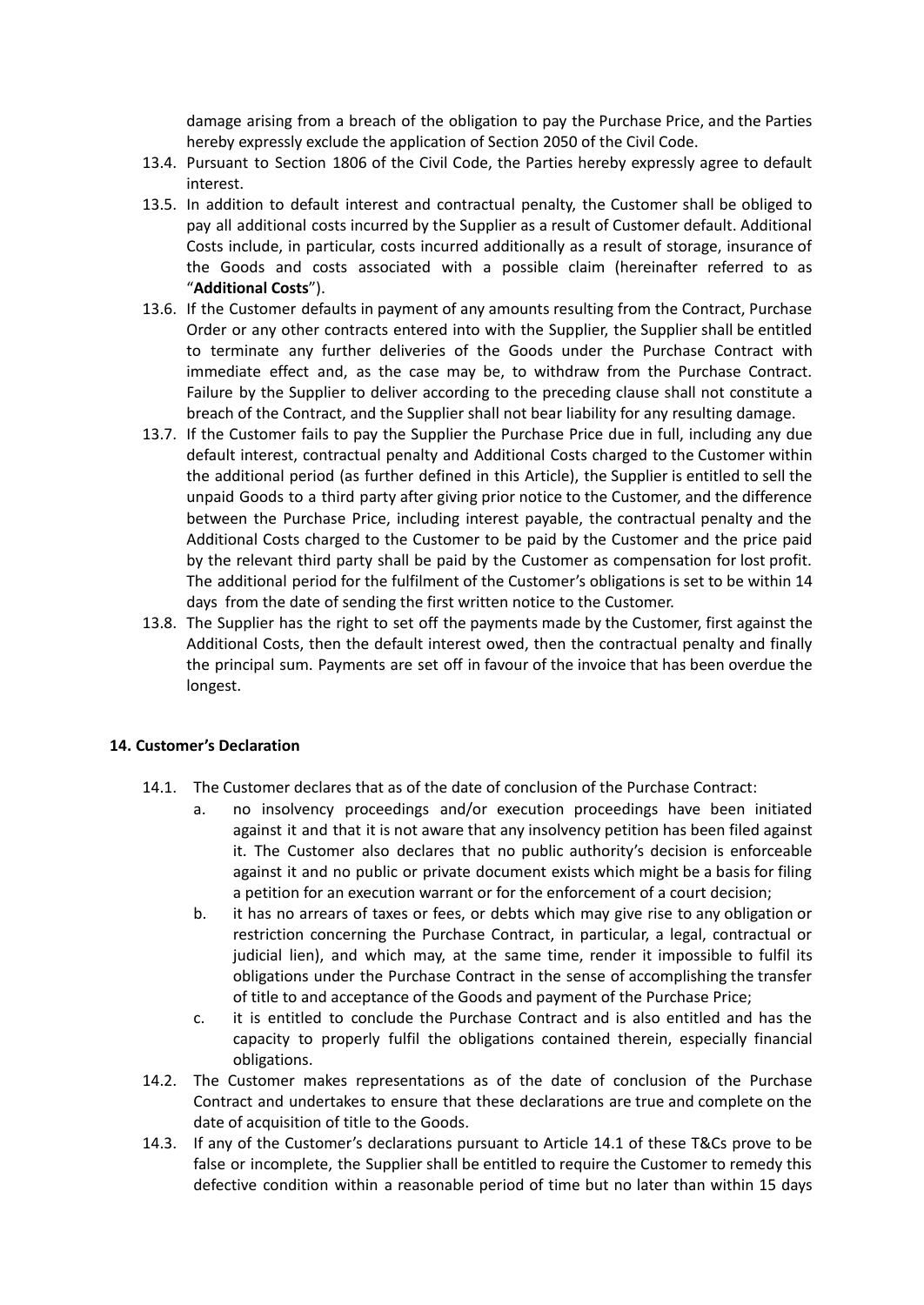damage arising from a breach of the obligation to pay the Purchase Price, and the Parties hereby expressly exclude the application of Section 2050 of the Civil Code.

13.4. Pursuant to Section 1806 of the Civil Code, the Parties hereby expressly agree to default interest.

13.5. In addition to default interest and contractual penalty, the Customer shall be obliged to pay all additional costs incurred by the Supplier as a result of Customer default. Additional Costs include, in particular, costs incurred additionally as a result of storage, insurance of the Goods and costs associated with a possible claim (hereinafter referred to as "**Additional Costs**").

13.6. If the Customer defaults in payment of any amounts resulting from the Contract, Purchase Order or any other contracts entered into with the Supplier, the Supplier shall be entitled to terminate any further deliveries of the Goods under the Purchase Contract with immediate effect and, as the case may be, to withdraw from the Purchase Contract. Failure by the Supplier to deliver according to the preceding clause shall not constitute a breach of the Contract, and the Supplier shall not bear liability for any resulting damage.

13.7. If the Customer fails to pay the Supplier the Purchase Price due in full, including any due default interest, contractual penalty and Additional Costs charged to the Customer within the additional period (as further defined in this Article), the Supplier is entitled to sell the unpaid Goods to a third party after giving prior notice to the Customer, and the difference between the Purchase Price, including interest payable, the contractual penalty and the Additional Costs charged to the Customer to be paid by the Customer and the price paid by the relevant third party shall be paid by the Customer as compensation for lost profit. The additional period for the fulfilment of the Customer's obligations is set to be within 14 days from the date of sending the first written notice to the Customer.

13.8. The Supplier has the right to set off the payments made by the Customer, first against the Additional Costs, then the default interest owed, then the contractual penalty and finally the principal sum. Payments are set off in favour of the invoice that has been overdue the longest.

#### 14. Customer's Declaration

14.1. The Customer declares that as of the date of conclusion of the Purchase Contract:

  a. no insolvency proceedings and/or execution proceedings have been initiated against it and that it is not aware that any insolvency petition has been filed against it. The Customer also declares that no public authority's decision is enforceable against it and no public or private document exists which might be a basis for filing a petition for an execution warrant or for the enforcement of a court decision;

  b. it has no arrears of taxes or fees, or debts which may give rise to any obligation or restriction concerning the Purchase Contract, in particular, a legal, contractual or judicial lien), and which may, at the same time, render it impossible to fulfil its obligations under the Purchase Contract in the sense of accomplishing the transfer of title to and acceptance of the Goods and payment of the Purchase Price;

  c. it is entitled to conclude the Purchase Contract and is also entitled and has the capacity to properly fulfil the obligations contained therein, especially financial obligations.

14.2. The Customer makes representations as of the date of conclusion of the Purchase Contract and undertakes to ensure that these declarations are true and complete on the date of acquisition of title to the Goods.

14.3. If any of the Customer's declarations pursuant to Article 14.1 of these T&Cs prove to be false or incomplete, the Supplier shall be entitled to require the Customer to remedy this defective condition within a reasonable period of time but no later than within 15 days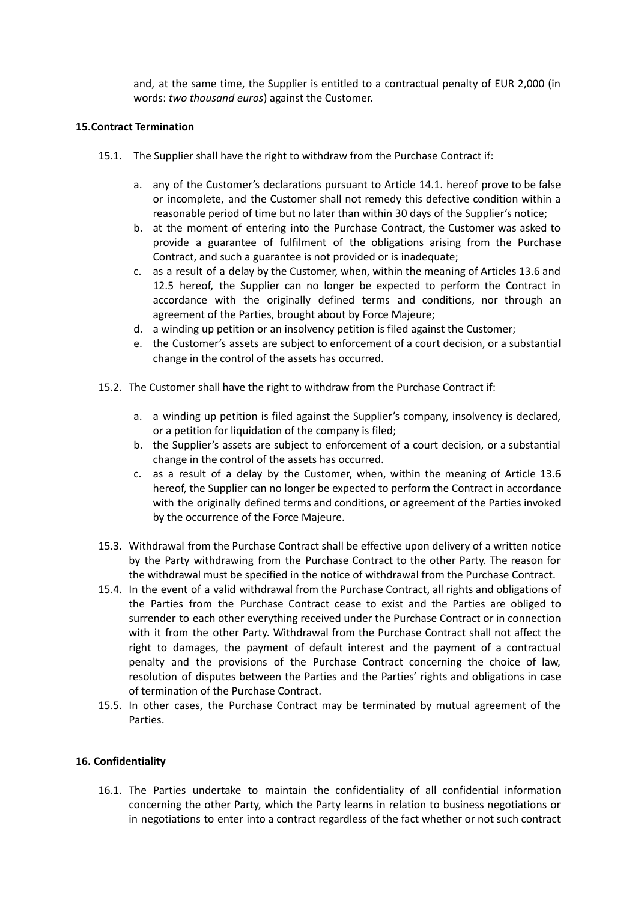and, at the same time, the Supplier is entitled to a contractual penalty of EUR 2,000 (in words: *two thousand euros*) against the Customer.

**15.Contract Termination**

15.1. The Supplier shall have the right to withdraw from the Purchase Contract if:

a. any of the Customer's declarations pursuant to Article 14.1. hereof prove to be false or incomplete, and the Customer shall not remedy this defective condition within a reasonable period of time but no later than within 30 days of the Supplier's notice;
b. at the moment of entering into the Purchase Contract, the Customer was asked to provide a guarantee of fulfilment of the obligations arising from the Purchase Contract, and such a guarantee is not provided or is inadequate;
c. as a result of a delay by the Customer, when, within the meaning of Articles 13.6 and 12.5 hereof, the Supplier can no longer be expected to perform the Contract in accordance with the originally defined terms and conditions, nor through an agreement of the Parties, brought about by Force Majeure;
d. a winding up petition or an insolvency petition is filed against the Customer;
e. the Customer's assets are subject to enforcement of a court decision, or a substantial change in the control of the assets has occurred.

15.2. The Customer shall have the right to withdraw from the Purchase Contract if:

a. a winding up petition is filed against the Supplier's company, insolvency is declared, or a petition for liquidation of the company is filed;
b. the Supplier's assets are subject to enforcement of a court decision, or a substantial change in the control of the assets has occurred.
c. as a result of a delay by the Customer, when, within the meaning of Article 13.6 hereof, the Supplier can no longer be expected to perform the Contract in accordance with the originally defined terms and conditions, or agreement of the Parties invoked by the occurrence of the Force Majeure.

15.3. Withdrawal from the Purchase Contract shall be effective upon delivery of a written notice by the Party withdrawing from the Purchase Contract to the other Party. The reason for the withdrawal must be specified in the notice of withdrawal from the Purchase Contract.

15.4. In the event of a valid withdrawal from the Purchase Contract, all rights and obligations of the Parties from the Purchase Contract cease to exist and the Parties are obliged to surrender to each other everything received under the Purchase Contract or in connection with it from the other Party. Withdrawal from the Purchase Contract shall not affect the right to damages, the payment of default interest and the payment of a contractual penalty and the provisions of the Purchase Contract concerning the choice of law, resolution of disputes between the Parties and the Parties' rights and obligations in case of termination of the Purchase Contract.

15.5. In other cases, the Purchase Contract may be terminated by mutual agreement of the Parties.

**16. Confidentiality**

16.1. The Parties undertake to maintain the confidentiality of all confidential information concerning the other Party, which the Party learns in relation to business negotiations or in negotiations to enter into a contract regardless of the fact whether or not such contract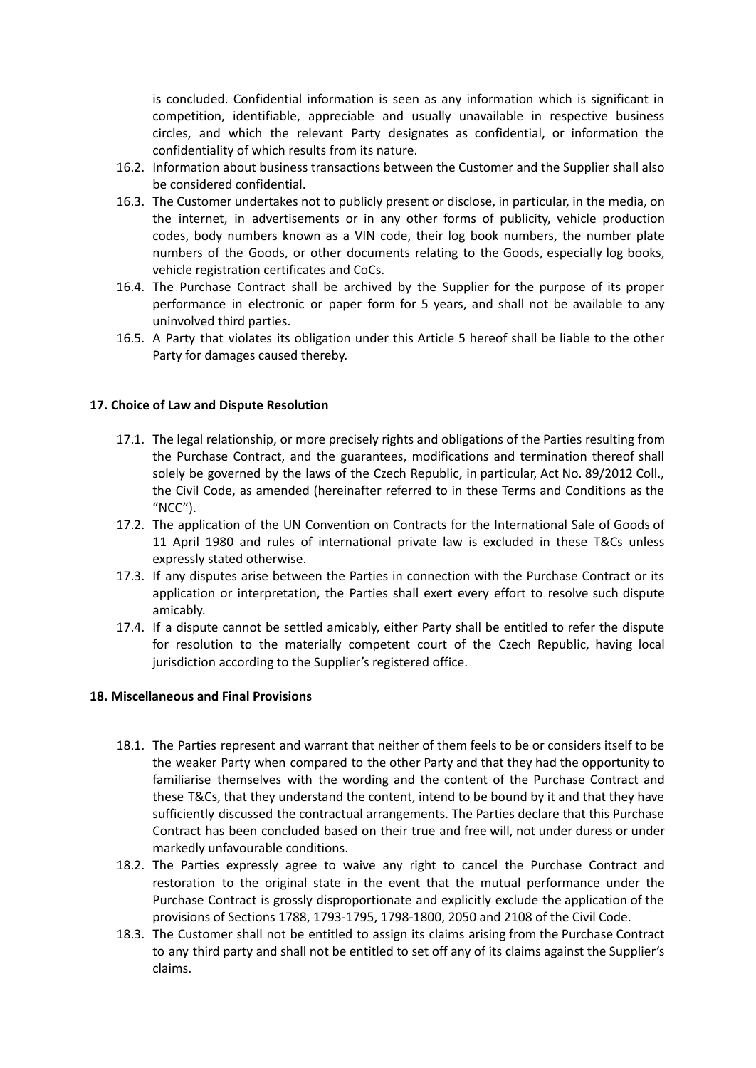is concluded. Confidential information is seen as any information which is significant in competition, identifiable, appreciable and usually unavailable in respective business circles, and which the relevant Party designates as confidential, or information the confidentiality of which results from its nature.

16.2. Information about business transactions between the Customer and the Supplier shall also be considered confidential.

16.3. The Customer undertakes not to publicly present or disclose, in particular, in the media, on the internet, in advertisements or in any other forms of publicity, vehicle production codes, body numbers known as a VIN code, their log book numbers, the number plate numbers of the Goods, or other documents relating to the Goods, especially log books, vehicle registration certificates and CoCs.

16.4. The Purchase Contract shall be archived by the Supplier for the purpose of its proper performance in electronic or paper form for 5 years, and shall not be available to any uninvolved third parties.

16.5. A Party that violates its obligation under this Article 5 hereof shall be liable to the other Party for damages caused thereby.

**17. Choice of Law and Dispute Resolution**

17.1. The legal relationship, or more precisely rights and obligations of the Parties resulting from the Purchase Contract, and the guarantees, modifications and termination thereof shall solely be governed by the laws of the Czech Republic, in particular, Act No. 89/2012 Coll., the Civil Code, as amended (hereinafter referred to in these Terms and Conditions as the "NCC").

17.2. The application of the UN Convention on Contracts for the International Sale of Goods of 11 April 1980 and rules of international private law is excluded in these T&Cs unless expressly stated otherwise.

17.3. If any disputes arise between the Parties in connection with the Purchase Contract or its application or interpretation, the Parties shall exert every effort to resolve such dispute amicably.

17.4. If a dispute cannot be settled amicably, either Party shall be entitled to refer the dispute for resolution to the materially competent court of the Czech Republic, having local jurisdiction according to the Supplier's registered office.

**18. Miscellaneous and Final Provisions**

18.1. The Parties represent and warrant that neither of them feels to be or considers itself to be the weaker Party when compared to the other Party and that they had the opportunity to familiarise themselves with the wording and the content of the Purchase Contract and these T&Cs, that they understand the content, intend to be bound by it and that they have sufficiently discussed the contractual arrangements. The Parties declare that this Purchase Contract has been concluded based on their true and free will, not under duress or under markedly unfavourable conditions.

18.2. The Parties expressly agree to waive any right to cancel the Purchase Contract and restoration to the original state in the event that the mutual performance under the Purchase Contract is grossly disproportionate and explicitly exclude the application of the provisions of Sections 1788, 1793-1795, 1798-1800, 2050 and 2108 of the Civil Code.

18.3. The Customer shall not be entitled to assign its claims arising from the Purchase Contract to any third party and shall not be entitled to set off any of its claims against the Supplier's claims.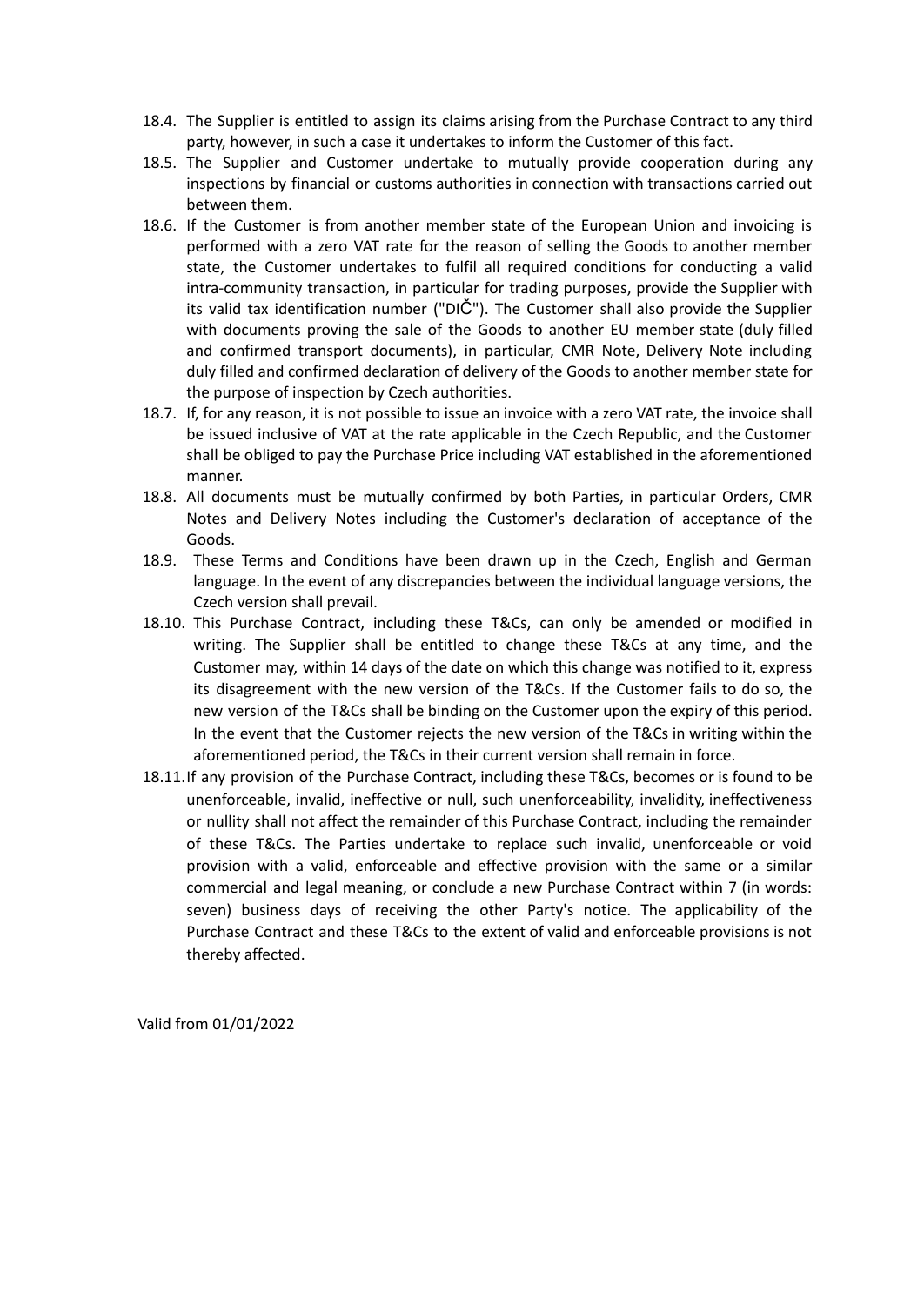18.4. The Supplier is entitled to assign its claims arising from the Purchase Contract to any third party, however, in such a case it undertakes to inform the Customer of this fact.

18.5. The Supplier and Customer undertake to mutually provide cooperation during any inspections by financial or customs authorities in connection with transactions carried out between them.

18.6. If the Customer is from another member state of the European Union and invoicing is performed with a zero VAT rate for the reason of selling the Goods to another member state, the Customer undertakes to fulfil all required conditions for conducting a valid intra-community transaction, in particular for trading purposes, provide the Supplier with its valid tax identification number ("DIČ"). The Customer shall also provide the Supplier with documents proving the sale of the Goods to another EU member state (duly filled and confirmed transport documents), in particular, CMR Note, Delivery Note including duly filled and confirmed declaration of delivery of the Goods to another member state for the purpose of inspection by Czech authorities.

18.7. If, for any reason, it is not possible to issue an invoice with a zero VAT rate, the invoice shall be issued inclusive of VAT at the rate applicable in the Czech Republic, and the Customer shall be obliged to pay the Purchase Price including VAT established in the aforementioned manner.

18.8. All documents must be mutually confirmed by both Parties, in particular Orders, CMR Notes and Delivery Notes including the Customer's declaration of acceptance of the Goods.

18.9. These Terms and Conditions have been drawn up in the Czech, English and German language. In the event of any discrepancies between the individual language versions, the Czech version shall prevail.

18.10. This Purchase Contract, including these T&Cs, can only be amended or modified in writing. The Supplier shall be entitled to change these T&Cs at any time, and the Customer may, within 14 days of the date on which this change was notified to it, express its disagreement with the new version of the T&Cs. If the Customer fails to do so, the new version of the T&Cs shall be binding on the Customer upon the expiry of this period. In the event that the Customer rejects the new version of the T&Cs in writing within the aforementioned period, the T&Cs in their current version shall remain in force.

18.11. If any provision of the Purchase Contract, including these T&Cs, becomes or is found to be unenforceable, invalid, ineffective or null, such unenforceability, invalidity, ineffectiveness or nullity shall not affect the remainder of this Purchase Contract, including the remainder of these T&Cs. The Parties undertake to replace such invalid, unenforceable or void provision with a valid, enforceable and effective provision with the same or a similar commercial and legal meaning, or conclude a new Purchase Contract within 7 (in words: seven) business days of receiving the other Party's notice. The applicability of the Purchase Contract and these T&Cs to the extent of valid and enforceable provisions is not thereby affected.

Valid from 01/01/2022